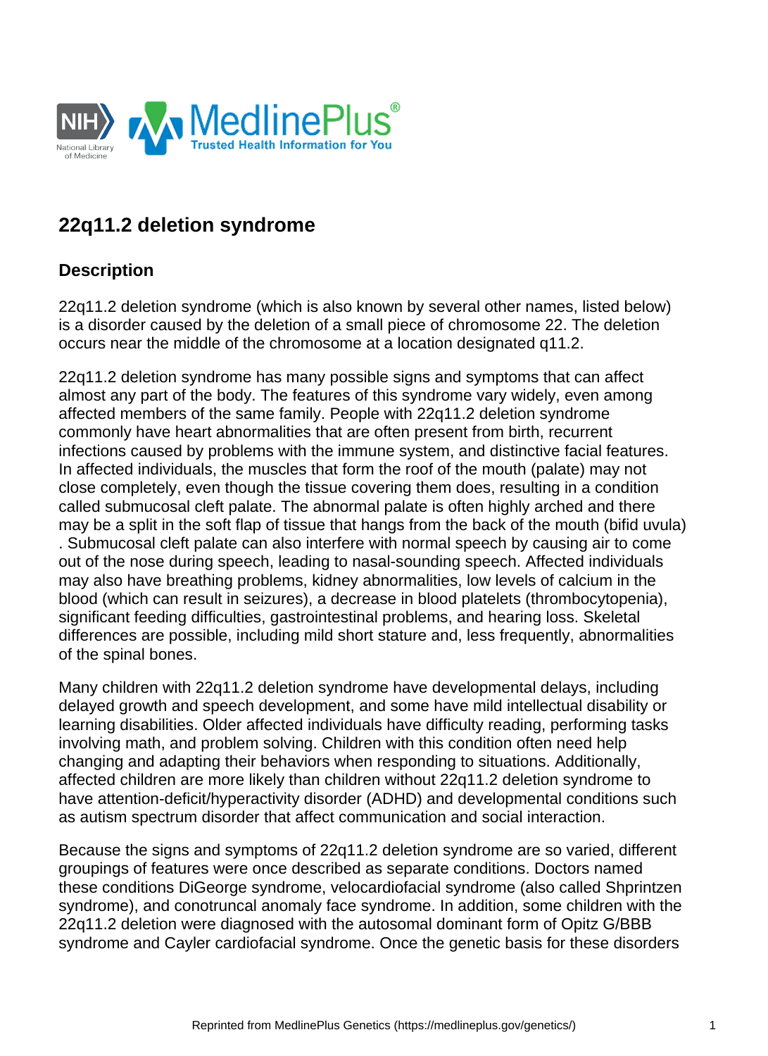# 22q11.2 deletion syndrome

## Description

22q11.2 deletion syndrome (which is also known by several other names, listed below) is a disorder caused by the deletion of a small piece of chromosome 22. The deletion occurs near the middle of the chromosome at a location designated q11.2.

22q11.2 deletion syndrome has many possible signs and symptoms that can affect almost any part of the body. The features of this syndrome vary widely, even among affected members of the same family. People with 22q11.2 deletion syndrome commonly have heart abnormalities that are often present from birth, recurrent infections caused by problems with the immune system, and distinctive facial features. In affected individuals, the muscles that form the roof of the mouth (palate) may not close completely, even though the tissue covering them does, resulting in a condition called submucosal cleft palate. The abnormal palate is often highly arched and there may be a split in the soft flap of tissue that hangs from the back of the mouth (bifid uvula) . Submucosal cleft palate can also interfere with normal speech by causing air to come out of the nose during speech, leading to nasal-sounding speech. Affected individuals may also have breathing problems, kidney abnormalities, low levels of calcium in the blood (which can result in seizures), a decrease in blood platelets (thrombocytopenia), significant feeding difficulties, gastrointestinal problems, and hearing loss. Skeletal differences are possible, including mild short stature and, less frequently, abnormalities of the spinal bones.

Many children with 22q11.2 deletion syndrome have developmental delays, including delayed growth and speech development, and some have mild intellectual disability or learning disabilities. Older affected individuals have difficulty reading, performing tasks involving math, and problem solving. Children with this condition often need help changing and adapting their behaviors when responding to situations. Additionally, affected children are more likely than children without 22q11.2 deletion syndrome to have attention-deficit/hyperactivity disorder (ADHD) and developmental conditions such as autism spectrum disorder that affect communication and social interaction.

Because the signs and symptoms of 22q11.2 deletion syndrome are so varied, different groupings of features were once described as separate conditions. Doctors named these conditions DiGeorge syndrome, velocardiofacial syndrome (also called Shprintzen syndrome), and conotruncal anomaly face syndrome. In addition, some children with the 22q11.2 deletion were diagnosed with the autosomal dominant form of Opitz G/BBB syndrome and Cayler cardiofacial syndrome. Once the genetic basis for these disorders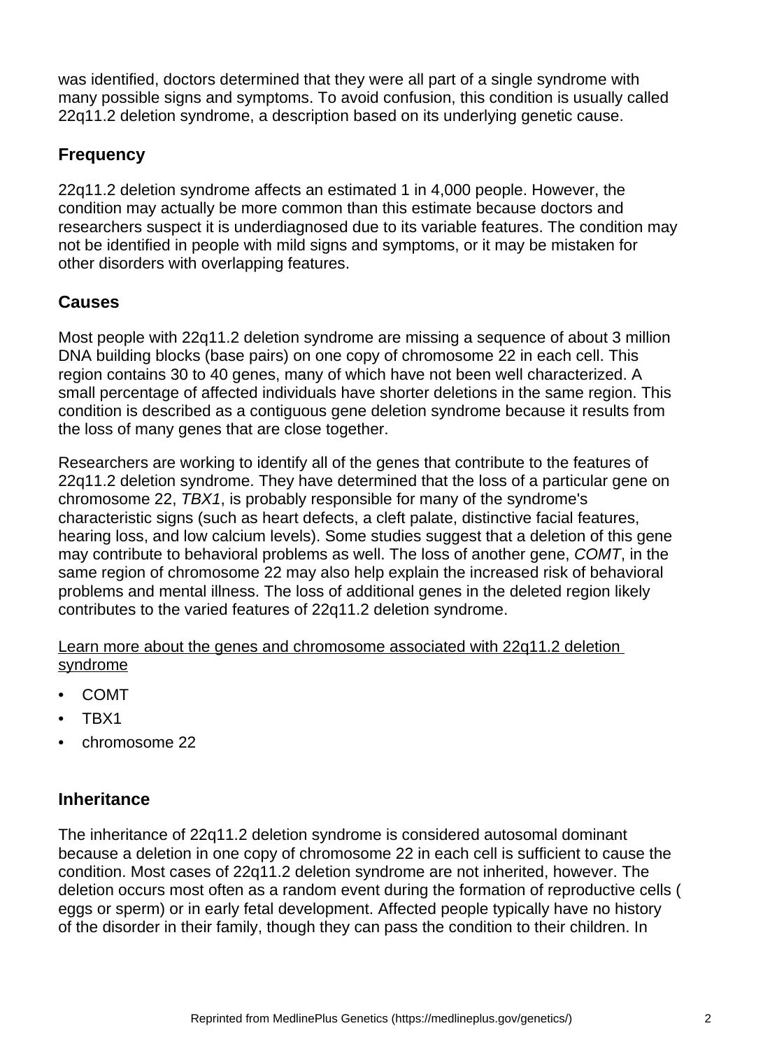was identified, doctors determined that they were all part of a single syndrome with many possible signs and symptoms. To avoid confusion, this condition is usually called 22q11.2 deletion syndrome, a description based on its underlying genetic cause.

## Frequency

22q11.2 deletion syndrome affects an estimated 1 in 4,000 people. However, the condition may actually be more common than this estimate because doctors and researchers suspect it is underdiagnosed due to its variable features. The condition may not be identified in people with mild signs and symptoms, or it may be mistaken for other disorders with overlapping features.

## Causes

Most people with 22q11.2 deletion syndrome are missing a sequence of about 3 million DNA building blocks (base pairs) on one copy of chromosome 22 in each cell. This region contains 30 to 40 genes, many of which have not been well characterized. A small percentage of affected individuals have shorter deletions in the same region. This condition is described as a contiguous gene deletion syndrome because it results from the loss of many genes that are close together.

Researchers are working to identify all of the genes that contribute to the features of 22q11.2 deletion syndrome. They have determined that the loss of a particular gene on chromosome 22, *TBX1*, is probably responsible for many of the syndrome's characteristic signs (such as heart defects, a cleft palate, distinctive facial features, hearing loss, and low calcium levels). Some studies suggest that a deletion of this gene may contribute to behavioral problems as well. The loss of another gene, *COMT*, in the same region of chromosome 22 may also help explain the increased risk of behavioral problems and mental illness. The loss of additional genes in the deleted region likely contributes to the varied features of 22q11.2 deletion syndrome.

Learn more about the genes and chromosome associated with 22q11.2 deletion syndrome

- COMT
- TBX1
- chromosome 22

## Inheritance

The inheritance of 22q11.2 deletion syndrome is considered autosomal dominant because a deletion in one copy of chromosome 22 in each cell is sufficient to cause the condition. Most cases of 22q11.2 deletion syndrome are not inherited, however. The deletion occurs most often as a random event during the formation of reproductive cells ( eggs or sperm) or in early fetal development. Affected people typically have no history of the disorder in their family, though they can pass the condition to their children. In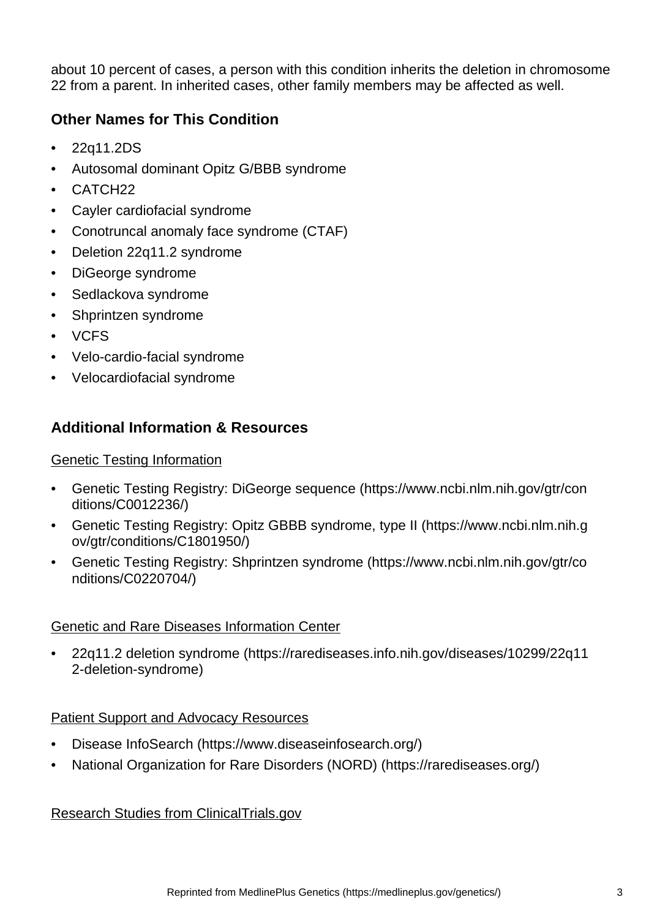about 10 percent of cases, a person with this condition inherits the deletion in chromosome 22 from a parent. In inherited cases, other family members may be affected as well.

## Other Names for This Condition

- 22q11.2DS
- Autosomal dominant Opitz G/BBB syndrome
- CATCH22
- Cayler cardiofacial syndrome
- Conotruncal anomaly face syndrome (CTAF)
- Deletion 22q11.2 syndrome
- DiGeorge syndrome
- Sedlackova syndrome
- Shprintzen syndrome
- VCFS
- Velo-cardio-facial syndrome
- Velocardiofacial syndrome

## Additional Information & Resources

### Genetic Testing Information

- Genetic Testing Registry: DiGeorge sequence (https://www.ncbi.nlm.nih.gov/gtr/conditions/C0012236/)
- Genetic Testing Registry: Opitz GBBB syndrome, type II (https://www.ncbi.nlm.nih.gov/gtr/conditions/C1801950/)
- Genetic Testing Registry: Shprintzen syndrome (https://www.ncbi.nlm.nih.gov/gtr/conditions/C0220704/)

### Genetic and Rare Diseases Information Center

- 22q11.2 deletion syndrome (https://rarediseases.info.nih.gov/diseases/10299/22q112-deletion-syndrome)

### Patient Support and Advocacy Resources

- Disease InfoSearch (https://www.diseaseinfosearch.org/)
- National Organization for Rare Disorders (NORD) (https://rarediseases.org/)

### Research Studies from ClinicalTrials.gov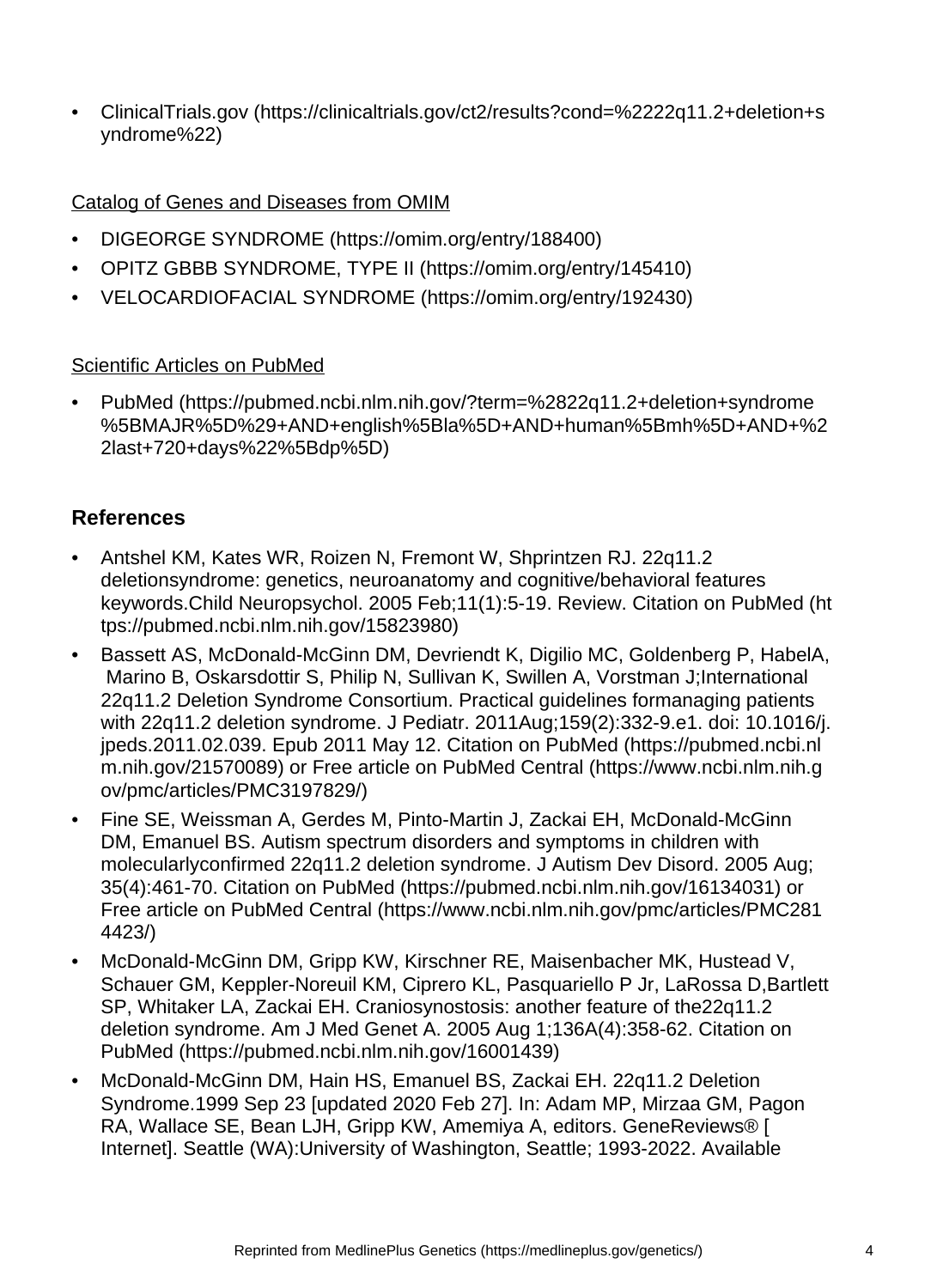- ClinicalTrials.gov (https://clinicaltrials.gov/ct2/results?cond=%2222q11.2+deletion+syndrome%22)

Catalog of Genes and Diseases from OMIM

- DIGEORGE SYNDROME (https://omim.org/entry/188400)
- OPITZ GBBB SYNDROME, TYPE II (https://omim.org/entry/145410)
- VELOCARDIOFACIAL SYNDROME (https://omim.org/entry/192430)

Scientific Articles on PubMed

- PubMed (https://pubmed.ncbi.nlm.nih.gov/?term=%2822q11.2+deletion+syndrome%5BMAJR%5D%29+AND+english%5Bla%5D+AND+human%5Bmh%5D+AND+%22last+720+days%22%5Bdp%5D)

## References

- Antshel KM, Kates WR, Roizen N, Fremont W, Shprintzen RJ. 22q11.2 deletionsyndrome: genetics, neuroanatomy and cognitive/behavioral features keywords.Child Neuropsychol. 2005 Feb;11(1):5-19. Review. Citation on PubMed (https://pubmed.ncbi.nlm.nih.gov/15823980)
- Bassett AS, McDonald-McGinn DM, Devriendt K, Digilio MC, Goldenberg P, HabelA, Marino B, Oskarsdottir S, Philip N, Sullivan K, Swillen A, Vorstman J;International 22q11.2 Deletion Syndrome Consortium. Practical guidelines formanaging patients with 22q11.2 deletion syndrome. J Pediatr. 2011Aug;159(2):332-9.e1. doi: 10.1016/j.jpeds.2011.02.039. Epub 2011 May 12. Citation on PubMed (https://pubmed.ncbi.nlm.nih.gov/21570089) or Free article on PubMed Central (https://www.ncbi.nlm.nih.gov/pmc/articles/PMC3197829/)
- Fine SE, Weissman A, Gerdes M, Pinto-Martin J, Zackai EH, McDonald-McGinn DM, Emanuel BS. Autism spectrum disorders and symptoms in children with molecularlyconfirmed 22q11.2 deletion syndrome. J Autism Dev Disord. 2005 Aug;35(4):461-70. Citation on PubMed (https://pubmed.ncbi.nlm.nih.gov/16134031) or Free article on PubMed Central (https://www.ncbi.nlm.nih.gov/pmc/articles/PMC2814423/)
- McDonald-McGinn DM, Gripp KW, Kirschner RE, Maisenbacher MK, Hustead V, Schauer GM, Keppler-Noreuil KM, Ciprero KL, Pasquariello P Jr, LaRossa D,Bartlett SP, Whitaker LA, Zackai EH. Craniosynostosis: another feature of the22q11.2 deletion syndrome. Am J Med Genet A. 2005 Aug 1;136A(4):358-62. Citation on PubMed (https://pubmed.ncbi.nlm.nih.gov/16001439)
- McDonald-McGinn DM, Hain HS, Emanuel BS, Zackai EH. 22q11.2 Deletion Syndrome.1999 Sep 23 [updated 2020 Feb 27]. In: Adam MP, Mirzaa GM, Pagon RA, Wallace SE, Bean LJH, Gripp KW, Amemiya A, editors. GeneReviews® [Internet]. Seattle (WA):University of Washington, Seattle; 1993-2022. Available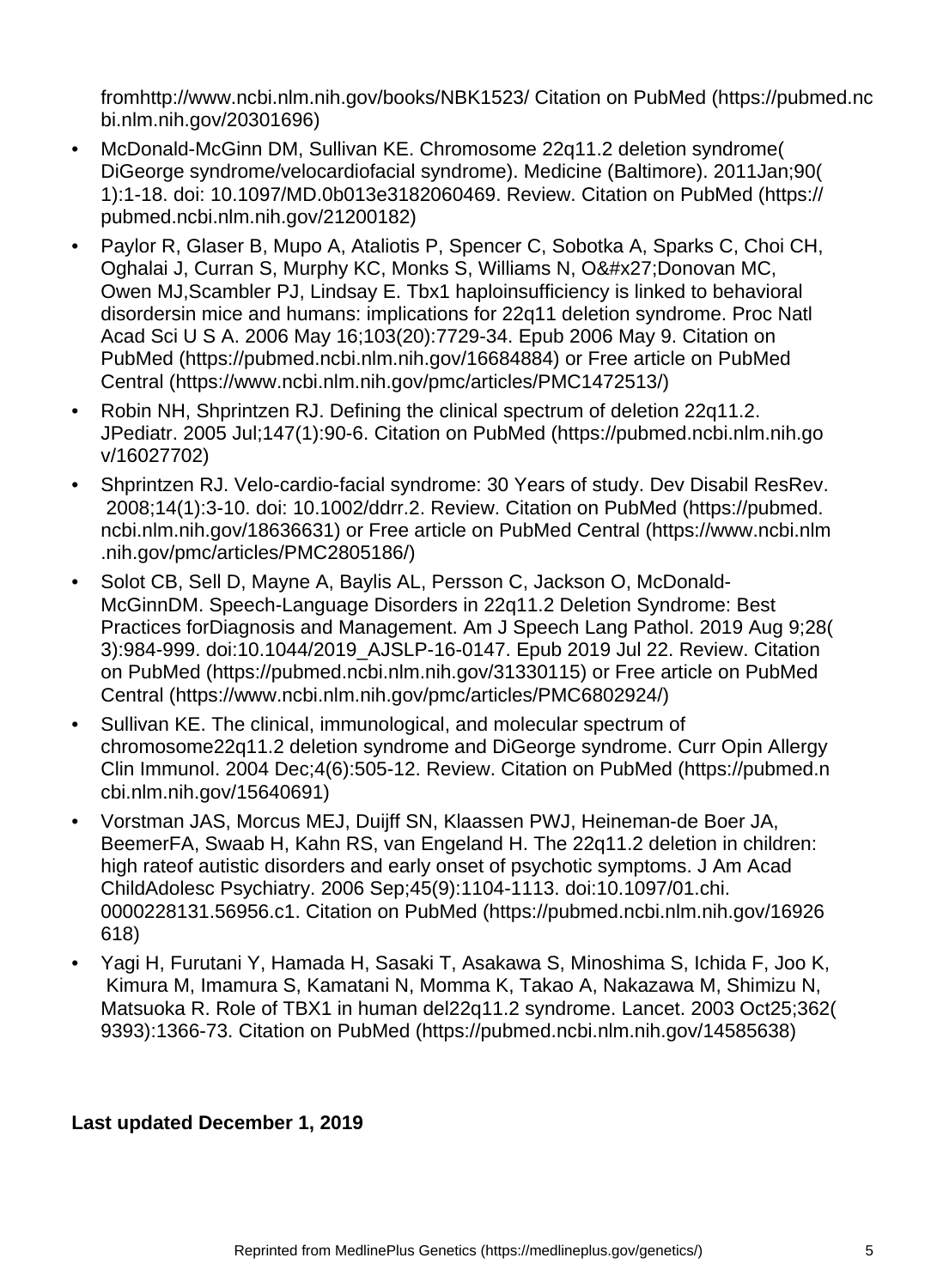fromhttp://www.ncbi.nlm.nih.gov/books/NBK1523/ Citation on PubMed (https://pubmed.ncbi.nlm.nih.gov/20301696)

- McDonald-McGinn DM, Sullivan KE. Chromosome 22q11.2 deletion syndrome( DiGeorge syndrome/velocardiofacial syndrome). Medicine (Baltimore). 2011Jan;90( 1):1-18. doi: 10.1097/MD.0b013e3182060469. Review. Citation on PubMed (https://pubmed.ncbi.nlm.nih.gov/21200182)
- Paylor R, Glaser B, Mupo A, Ataliotis P, Spencer C, Sobotka A, Sparks C, Choi CH, Oghalai J, Curran S, Murphy KC, Monks S, Williams N, O&#x27;Donovan MC, Owen MJ,Scambler PJ, Lindsay E. Tbx1 haploinsufficiency is linked to behavioral disordersin mice and humans: implications for 22q11 deletion syndrome. Proc Natl Acad Sci U S A. 2006 May 16;103(20):7729-34. Epub 2006 May 9. Citation on PubMed (https://pubmed.ncbi.nlm.nih.gov/16684884) or Free article on PubMed Central (https://www.ncbi.nlm.nih.gov/pmc/articles/PMC1472513/)
- Robin NH, Shprintzen RJ. Defining the clinical spectrum of deletion 22q11.2. JPediatr. 2005 Jul;147(1):90-6. Citation on PubMed (https://pubmed.ncbi.nlm.nih.gov/16027702)
- Shprintzen RJ. Velo-cardio-facial syndrome: 30 Years of study. Dev Disabil ResRev. 2008;14(1):3-10. doi: 10.1002/ddrr.2. Review. Citation on PubMed (https://pubmed.ncbi.nlm.nih.gov/18636631) or Free article on PubMed Central (https://www.ncbi.nlm.nih.gov/pmc/articles/PMC2805186/)
- Solot CB, Sell D, Mayne A, Baylis AL, Persson C, Jackson O, McDonald-McGinnDM. Speech-Language Disorders in 22q11.2 Deletion Syndrome: Best Practices forDiagnosis and Management. Am J Speech Lang Pathol. 2019 Aug 9;28( 3):984-999. doi:10.1044/2019_AJSLP-16-0147. Epub 2019 Jul 22. Review. Citation on PubMed (https://pubmed.ncbi.nlm.nih.gov/31330115) or Free article on PubMed Central (https://www.ncbi.nlm.nih.gov/pmc/articles/PMC6802924/)
- Sullivan KE. The clinical, immunological, and molecular spectrum of chromosome22q11.2 deletion syndrome and DiGeorge syndrome. Curr Opin Allergy Clin Immunol. 2004 Dec;4(6):505-12. Review. Citation on PubMed (https://pubmed.ncbi.nlm.nih.gov/15640691)
- Vorstman JAS, Morcus MEJ, Duijff SN, Klaassen PWJ, Heineman-de Boer JA, BeemerFA, Swaab H, Kahn RS, van Engeland H. The 22q11.2 deletion in children: high rateof autistic disorders and early onset of psychotic symptoms. J Am Acad ChildAdolesc Psychiatry. 2006 Sep;45(9):1104-1113. doi:10.1097/01.chi.0000228131.56956.c1. Citation on PubMed (https://pubmed.ncbi.nlm.nih.gov/16926618)
- Yagi H, Furutani Y, Hamada H, Sasaki T, Asakawa S, Minoshima S, Ichida F, Joo K, Kimura M, Imamura S, Kamatani N, Momma K, Takao A, Nakazawa M, Shimizu N, Matsuoka R. Role of TBX1 in human del22q11.2 syndrome. Lancet. 2003 Oct25;362( 9393):1366-73. Citation on PubMed (https://pubmed.ncbi.nlm.nih.gov/14585638)

**Last updated December 1, 2019**